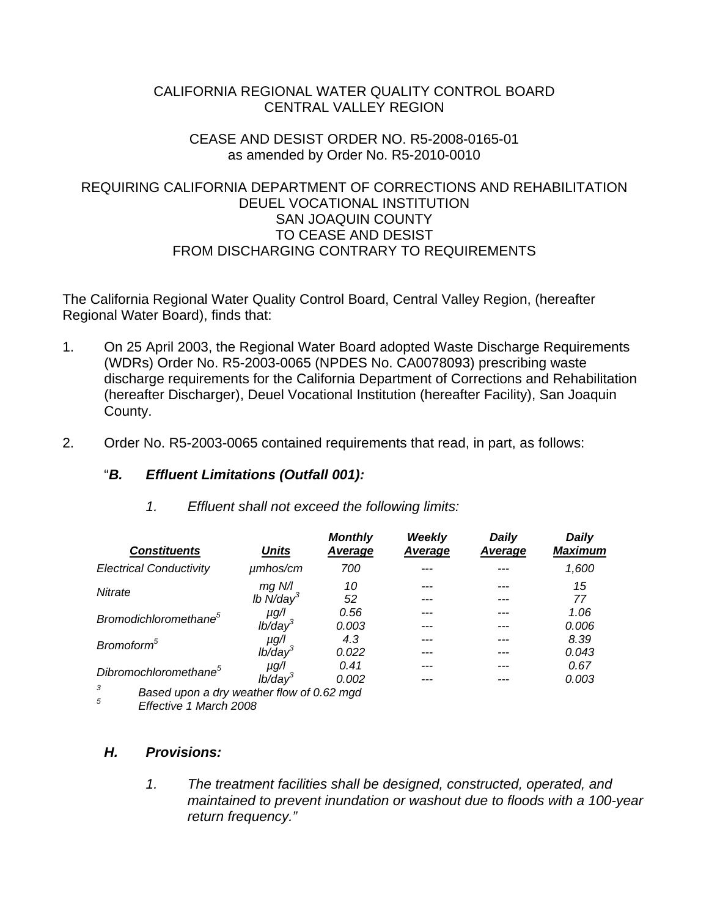CALIFORNIA REGIONAL WATER QUALITY CONTROL BOARD
CENTRAL VALLEY REGION

CEASE AND DESIST ORDER NO. R5-2008-0165-01
as amended by Order No. R5-2010-0010

REQUIRING CALIFORNIA DEPARTMENT OF CORRECTIONS AND REHABILITATION
DEUEL VOCATIONAL INSTITUTION
SAN JOAQUIN COUNTY
TO CEASE AND DESIST
FROM DISCHARGING CONTRARY TO REQUIREMENTS

The California Regional Water Quality Control Board, Central Valley Region, (hereafter Regional Water Board), finds that:

1. On 25 April 2003, the Regional Water Board adopted Waste Discharge Requirements (WDRs) Order No. R5-2003-0065 (NPDES No. CA0078093) prescribing waste discharge requirements for the California Department of Corrections and Rehabilitation (hereafter Discharger), Deuel Vocational Institution (hereafter Facility), San Joaquin County.

2. Order No. R5-2003-0065 contained requirements that read, in part, as follows:

   "***B. Effluent Limitations (Outfall 001):***

   *1. Effluent shall not exceed the following limits:*

| ***Constituents*** | ***Units*** | ***Monthly Average*** | ***Weekly Average*** | ***Daily Average*** | ***Daily Maximum*** |
|---|---|---|---|---|---|
| *Electrical Conductivity* | *µmhos/cm* | *700* | --- | --- | *1,600* |
| *Nitrate* | *mg N/l* | *10* | --- | --- | *15* |
| | *lb N/day*[3] | *52* | --- | --- | *77* |
| *Bromodichloromethane*[5] | *µg/l* | *0.56* | --- | --- | *1.06* |
| | *lb/day*[3] | *0.003* | --- | --- | *0.006* |
| *Bromoform*[5] | *µg/l* | *4.3* | --- | --- | *8.39* |
| | *lb/day*[3] | *0.022* | --- | --- | *0.043* |
| *Dibromochloromethane*[5] | *µg/l* | *0.41* | --- | --- | *0.67* |
| | *lb/day*[3] | *0.002* | --- | --- | *0.003* |

   [3] *Based upon a dry weather flow of 0.62 mgd*
   [5] *Effective 1 March 2008*

   ***H. Provisions:***

   *1. The treatment facilities shall be designed, constructed, operated, and maintained to prevent inundation or washout due to floods with a 100-year return frequency."*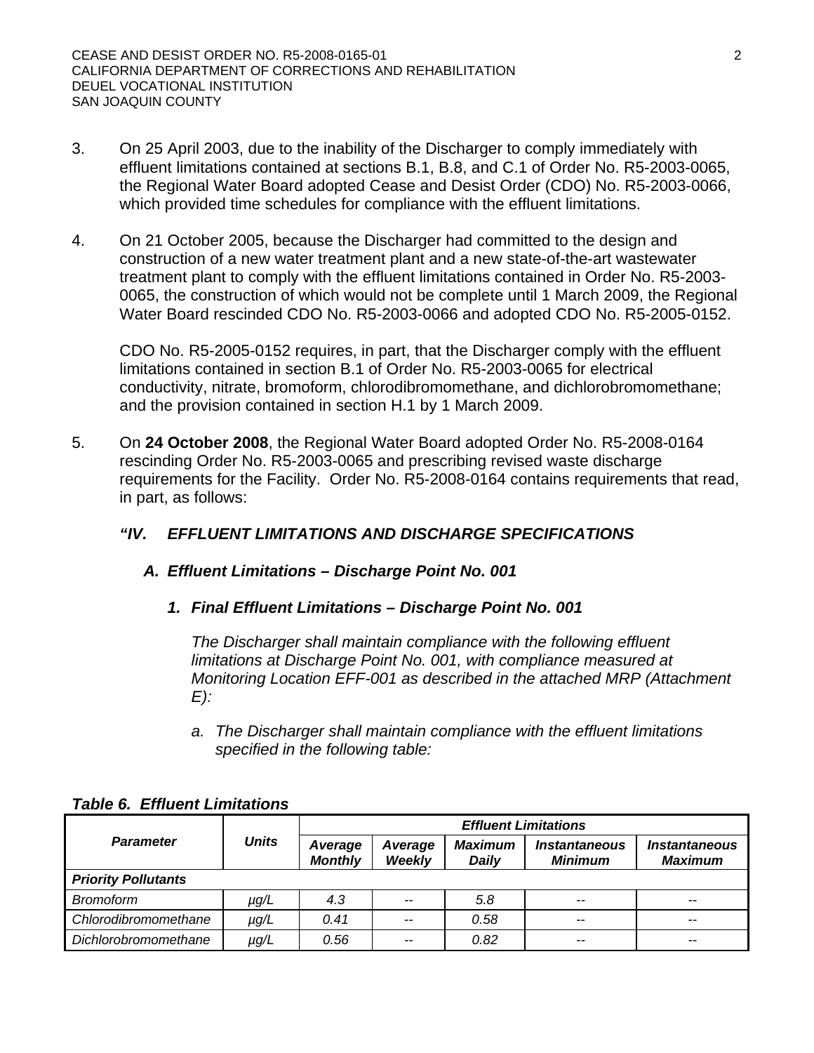3. On 25 April 2003, due to the inability of the Discharger to comply immediately with effluent limitations contained at sections B.1, B.8, and C.1 of Order No. R5-2003-0065, the Regional Water Board adopted Cease and Desist Order (CDO) No. R5-2003-0066, which provided time schedules for compliance with the effluent limitations.

4. On 21 October 2005, because the Discharger had committed to the design and construction of a new water treatment plant and a new state-of-the-art wastewater treatment plant to comply with the effluent limitations contained in Order No. R5-2003-0065, the construction of which would not be complete until 1 March 2009, the Regional Water Board rescinded CDO No. R5-2003-0066 and adopted CDO No. R5-2005-0152.

   CDO No. R5-2005-0152 requires, in part, that the Discharger comply with the effluent limitations contained in section B.1 of Order No. R5-2003-0065 for electrical conductivity, nitrate, bromoform, chlorodibromomethane, and dichlorobromomethane; and the provision contained in section H.1 by 1 March 2009.

5. On **24 October 2008**, the Regional Water Board adopted Order No. R5-2008-0164 rescinding Order No. R5-2003-0065 and prescribing revised waste discharge requirements for the Facility. Order No. R5-2008-0164 contains requirements that read, in part, as follows:

   ***"IV. EFFLUENT LIMITATIONS AND DISCHARGE SPECIFICATIONS***

   ***A. Effluent Limitations – Discharge Point No. 001***

   ***1. Final Effluent Limitations – Discharge Point No. 001***

   *The Discharger shall maintain compliance with the following effluent limitations at Discharge Point No. 001, with compliance measured at Monitoring Location EFF-001 as described in the attached MRP (Attachment E):*

   *a. The Discharger shall maintain compliance with the effluent limitations specified in the following table:*

***Table 6. Effluent Limitations***

| *Parameter* | *Units* | *Effluent Limitations* | | | | |
|---|---|---|---|---|---|---|
| | | *Average Monthly* | *Average Weekly* | *Maximum Daily* | *Instantaneous Minimum* | *Instantaneous Maximum* |
| ***Priority Pollutants*** | | | | | | |
| *Bromoform* | *µg/L* | *4.3* | -- | *5.8* | -- | -- |
| *Chlorodibromomethane* | *µg/L* | *0.41* | -- | *0.58* | -- | -- |
| *Dichlorobromomethane* | *µg/L* | *0.56* | -- | *0.82* | -- | -- |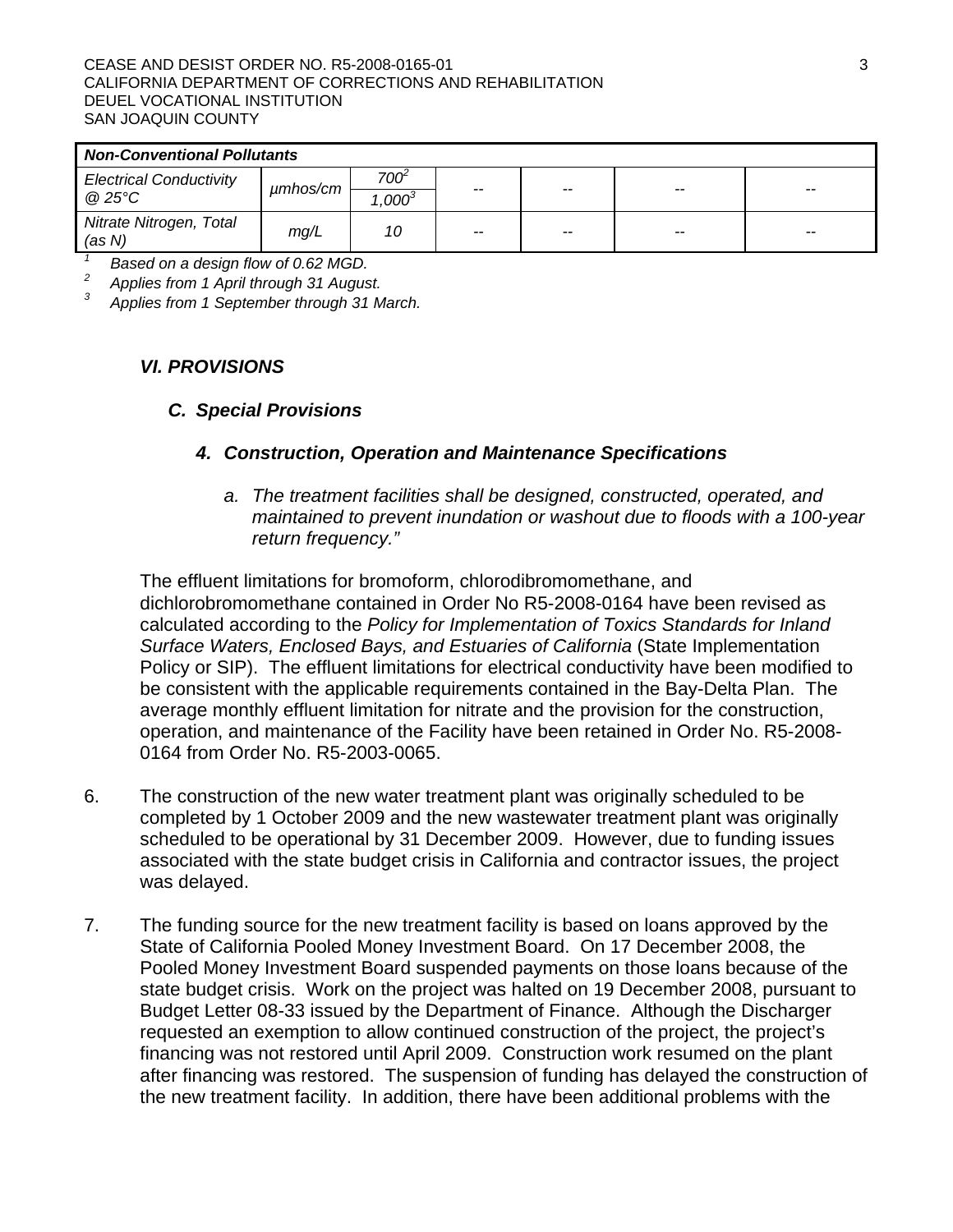| *Non-Conventional Pollutants* | | | | | | |
|---|---|---|---|---|---|---|
| *Electrical Conductivity @ 25°C* | *µmhos/cm* | *700[2]* / *1,000[3]* | -- | -- | -- | -- |
| *Nitrate Nitrogen, Total (as N)* | *mg/L* | *10* | -- | -- | -- | -- |

*[1] Based on a design flow of 0.62 MGD.*
*[2] Applies from 1 April through 31 August.*
*[3] Applies from 1 September through 31 March.*

*VI. PROVISIONS*

*C. Special Provisions*

*4. Construction, Operation and Maintenance Specifications*

*a. The treatment facilities shall be designed, constructed, operated, and maintained to prevent inundation or washout due to floods with a 100-year return frequency."*

The effluent limitations for bromoform, chlorodibromomethane, and dichlorobromomethane contained in Order No R5-2008-0164 have been revised as calculated according to the *Policy for Implementation of Toxics Standards for Inland Surface Waters, Enclosed Bays, and Estuaries of California* (State Implementation Policy or SIP). The effluent limitations for electrical conductivity have been modified to be consistent with the applicable requirements contained in the Bay-Delta Plan. The average monthly effluent limitation for nitrate and the provision for the construction, operation, and maintenance of the Facility have been retained in Order No. R5-2008-0164 from Order No. R5-2003-0065.

6. The construction of the new water treatment plant was originally scheduled to be completed by 1 October 2009 and the new wastewater treatment plant was originally scheduled to be operational by 31 December 2009. However, due to funding issues associated with the state budget crisis in California and contractor issues, the project was delayed.

7. The funding source for the new treatment facility is based on loans approved by the State of California Pooled Money Investment Board. On 17 December 2008, the Pooled Money Investment Board suspended payments on those loans because of the state budget crisis. Work on the project was halted on 19 December 2008, pursuant to Budget Letter 08-33 issued by the Department of Finance. Although the Discharger requested an exemption to allow continued construction of the project, the project's financing was not restored until April 2009. Construction work resumed on the plant after financing was restored. The suspension of funding has delayed the construction of the new treatment facility. In addition, there have been additional problems with the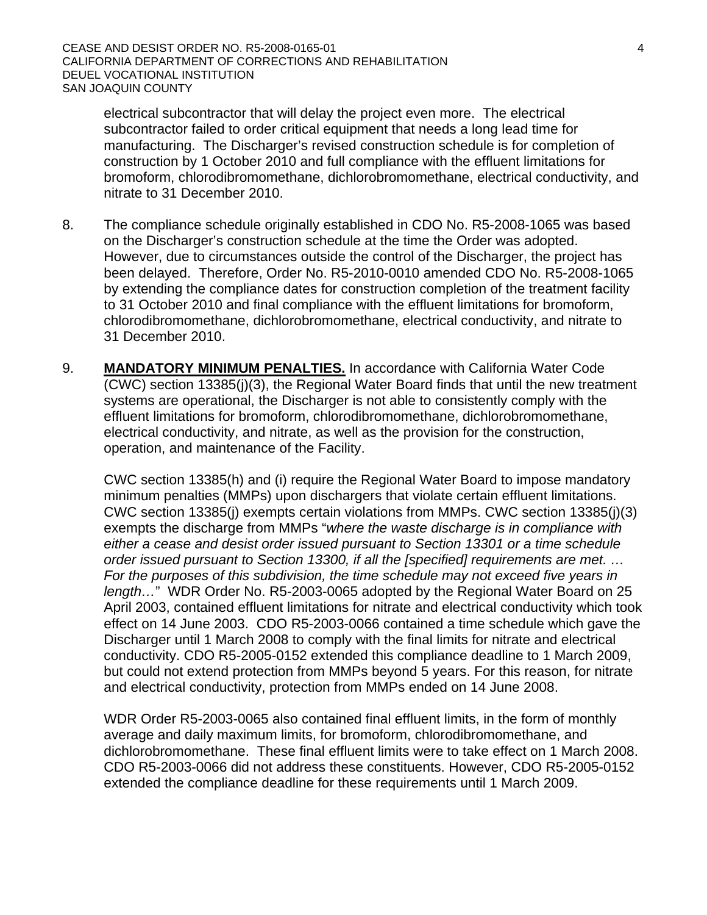electrical subcontractor that will delay the project even more. The electrical subcontractor failed to order critical equipment that needs a long lead time for manufacturing. The Discharger's revised construction schedule is for completion of construction by 1 October 2010 and full compliance with the effluent limitations for bromoform, chlorodibromomethane, dichlorobromomethane, electrical conductivity, and nitrate to 31 December 2010.

8. The compliance schedule originally established in CDO No. R5-2008-1065 was based on the Discharger's construction schedule at the time the Order was adopted. However, due to circumstances outside the control of the Discharger, the project has been delayed. Therefore, Order No. R5-2010-0010 amended CDO No. R5-2008-1065 by extending the compliance dates for construction completion of the treatment facility to 31 October 2010 and final compliance with the effluent limitations for bromoform, chlorodibromomethane, dichlorobromomethane, electrical conductivity, and nitrate to 31 December 2010.

9. **MANDATORY MINIMUM PENALTIES.** In accordance with California Water Code (CWC) section 13385(j)(3), the Regional Water Board finds that until the new treatment systems are operational, the Discharger is not able to consistently comply with the effluent limitations for bromoform, chlorodibromomethane, dichlorobromomethane, electrical conductivity, and nitrate, as well as the provision for the construction, operation, and maintenance of the Facility.

   CWC section 13385(h) and (i) require the Regional Water Board to impose mandatory minimum penalties (MMPs) upon dischargers that violate certain effluent limitations. CWC section 13385(j) exempts certain violations from MMPs. CWC section 13385(j)(3) exempts the discharge from MMPs "*where the waste discharge is in compliance with either a cease and desist order issued pursuant to Section 13301 or a time schedule order issued pursuant to Section 13300, if all the [specified] requirements are met. … For the purposes of this subdivision, the time schedule may not exceed five years in length…*" WDR Order No. R5-2003-0065 adopted by the Regional Water Board on 25 April 2003, contained effluent limitations for nitrate and electrical conductivity which took effect on 14 June 2003. CDO R5-2003-0066 contained a time schedule which gave the Discharger until 1 March 2008 to comply with the final limits for nitrate and electrical conductivity. CDO R5-2005-0152 extended this compliance deadline to 1 March 2009, but could not extend protection from MMPs beyond 5 years. For this reason, for nitrate and electrical conductivity, protection from MMPs ended on 14 June 2008.

   WDR Order R5-2003-0065 also contained final effluent limits, in the form of monthly average and daily maximum limits, for bromoform, chlorodibromomethane, and dichlorobromomethane. These final effluent limits were to take effect on 1 March 2008. CDO R5-2003-0066 did not address these constituents. However, CDO R5-2005-0152 extended the compliance deadline for these requirements until 1 March 2009.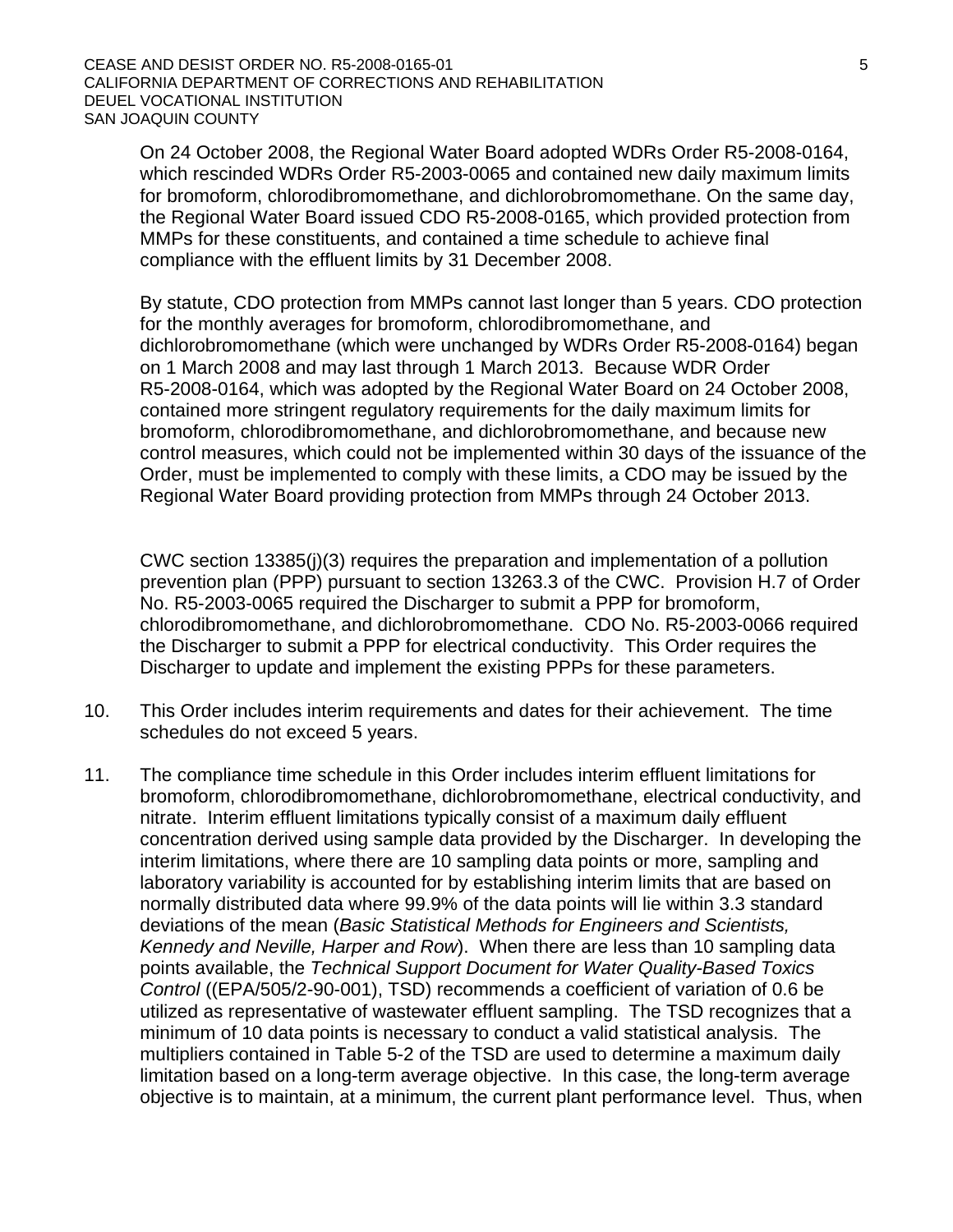On 24 October 2008, the Regional Water Board adopted WDRs Order R5-2008-0164, which rescinded WDRs Order R5-2003-0065 and contained new daily maximum limits for bromoform, chlorodibromomethane, and dichlorobromomethane. On the same day, the Regional Water Board issued CDO R5-2008-0165, which provided protection from MMPs for these constituents, and contained a time schedule to achieve final compliance with the effluent limits by 31 December 2008.

By statute, CDO protection from MMPs cannot last longer than 5 years. CDO protection for the monthly averages for bromoform, chlorodibromomethane, and dichlorobromomethane (which were unchanged by WDRs Order R5-2008-0164) began on 1 March 2008 and may last through 1 March 2013. Because WDR Order R5-2008-0164, which was adopted by the Regional Water Board on 24 October 2008, contained more stringent regulatory requirements for the daily maximum limits for bromoform, chlorodibromomethane, and dichlorobromomethane, and because new control measures, which could not be implemented within 30 days of the issuance of the Order, must be implemented to comply with these limits, a CDO may be issued by the Regional Water Board providing protection from MMPs through 24 October 2013.

CWC section 13385(j)(3) requires the preparation and implementation of a pollution prevention plan (PPP) pursuant to section 13263.3 of the CWC. Provision H.7 of Order No. R5-2003-0065 required the Discharger to submit a PPP for bromoform, chlorodibromomethane, and dichlorobromomethane. CDO No. R5-2003-0066 required the Discharger to submit a PPP for electrical conductivity. This Order requires the Discharger to update and implement the existing PPPs for these parameters.

10. This Order includes interim requirements and dates for their achievement. The time schedules do not exceed 5 years.

11. The compliance time schedule in this Order includes interim effluent limitations for bromoform, chlorodibromomethane, dichlorobromomethane, electrical conductivity, and nitrate. Interim effluent limitations typically consist of a maximum daily effluent concentration derived using sample data provided by the Discharger. In developing the interim limitations, where there are 10 sampling data points or more, sampling and laboratory variability is accounted for by establishing interim limits that are based on normally distributed data where 99.9% of the data points will lie within 3.3 standard deviations of the mean (*Basic Statistical Methods for Engineers and Scientists, Kennedy and Neville, Harper and Row*). When there are less than 10 sampling data points available, the *Technical Support Document for Water Quality-Based Toxics Control* ((EPA/505/2-90-001), TSD) recommends a coefficient of variation of 0.6 be utilized as representative of wastewater effluent sampling. The TSD recognizes that a minimum of 10 data points is necessary to conduct a valid statistical analysis. The multipliers contained in Table 5-2 of the TSD are used to determine a maximum daily limitation based on a long-term average objective. In this case, the long-term average objective is to maintain, at a minimum, the current plant performance level. Thus, when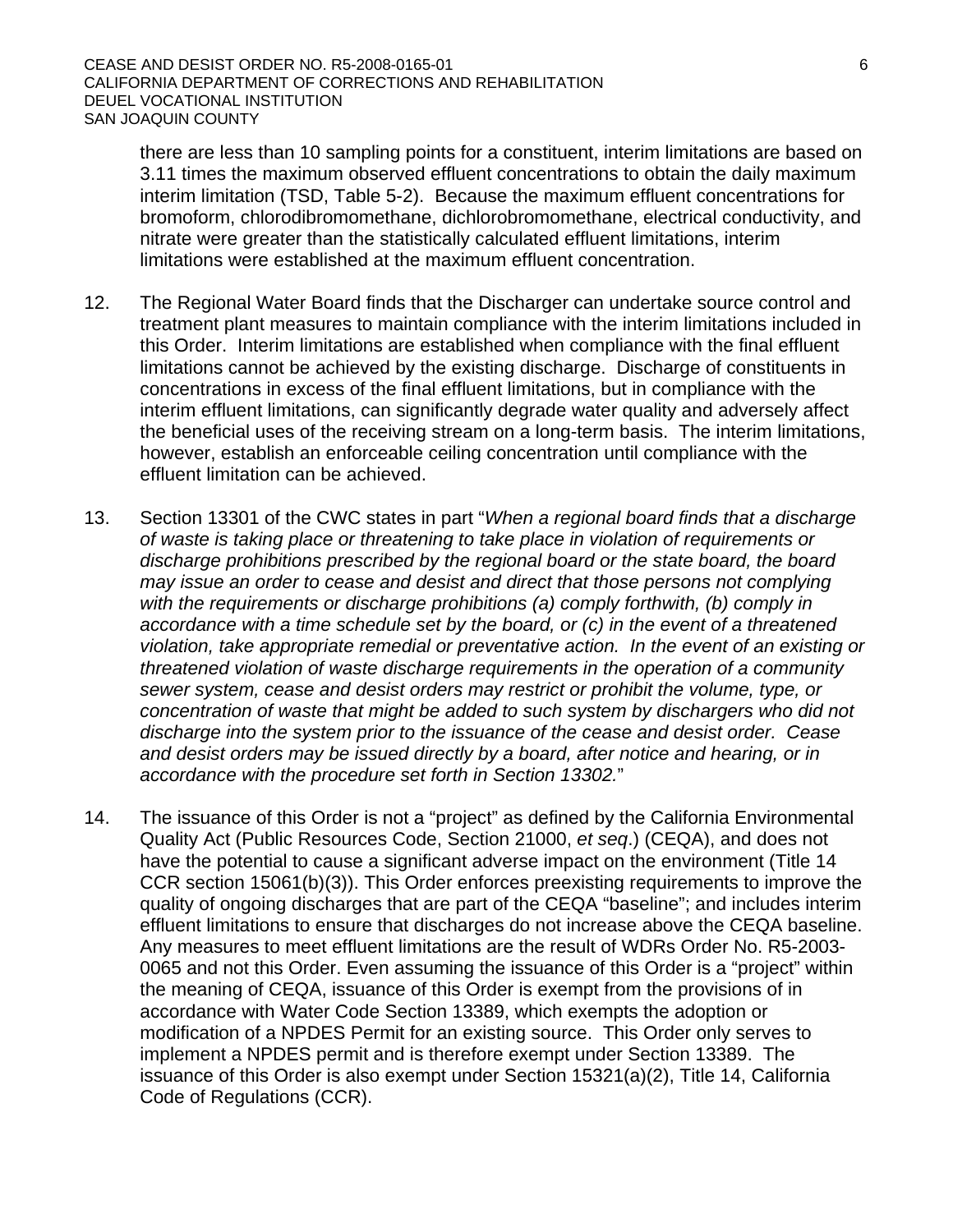there are less than 10 sampling points for a constituent, interim limitations are based on 3.11 times the maximum observed effluent concentrations to obtain the daily maximum interim limitation (TSD, Table 5-2). Because the maximum effluent concentrations for bromoform, chlorodibromomethane, dichlorobromomethane, electrical conductivity, and nitrate were greater than the statistically calculated effluent limitations, interim limitations were established at the maximum effluent concentration.

12. The Regional Water Board finds that the Discharger can undertake source control and treatment plant measures to maintain compliance with the interim limitations included in this Order. Interim limitations are established when compliance with the final effluent limitations cannot be achieved by the existing discharge. Discharge of constituents in concentrations in excess of the final effluent limitations, but in compliance with the interim effluent limitations, can significantly degrade water quality and adversely affect the beneficial uses of the receiving stream on a long-term basis. The interim limitations, however, establish an enforceable ceiling concentration until compliance with the effluent limitation can be achieved.

13. Section 13301 of the CWC states in part "*When a regional board finds that a discharge of waste is taking place or threatening to take place in violation of requirements or discharge prohibitions prescribed by the regional board or the state board, the board may issue an order to cease and desist and direct that those persons not complying with the requirements or discharge prohibitions (a) comply forthwith, (b) comply in accordance with a time schedule set by the board, or (c) in the event of a threatened violation, take appropriate remedial or preventative action. In the event of an existing or threatened violation of waste discharge requirements in the operation of a community sewer system, cease and desist orders may restrict or prohibit the volume, type, or concentration of waste that might be added to such system by dischargers who did not discharge into the system prior to the issuance of the cease and desist order. Cease and desist orders may be issued directly by a board, after notice and hearing, or in accordance with the procedure set forth in Section 13302.*"

14. The issuance of this Order is not a "project" as defined by the California Environmental Quality Act (Public Resources Code, Section 21000, *et seq*.) (CEQA), and does not have the potential to cause a significant adverse impact on the environment (Title 14 CCR section 15061(b)(3)). This Order enforces preexisting requirements to improve the quality of ongoing discharges that are part of the CEQA "baseline"; and includes interim effluent limitations to ensure that discharges do not increase above the CEQA baseline. Any measures to meet effluent limitations are the result of WDRs Order No. R5-2003-0065 and not this Order. Even assuming the issuance of this Order is a "project" within the meaning of CEQA, issuance of this Order is exempt from the provisions of in accordance with Water Code Section 13389, which exempts the adoption or modification of a NPDES Permit for an existing source. This Order only serves to implement a NPDES permit and is therefore exempt under Section 13389. The issuance of this Order is also exempt under Section 15321(a)(2), Title 14, California Code of Regulations (CCR).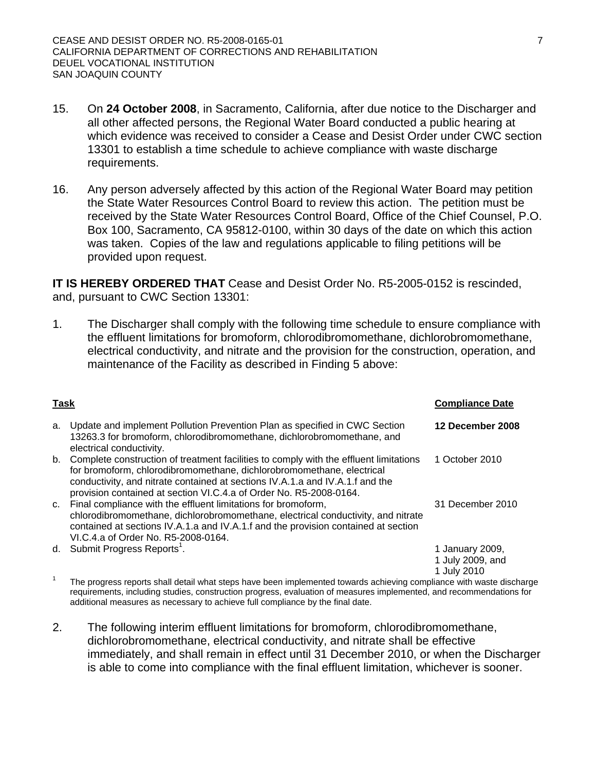15. On **24 October 2008**, in Sacramento, California, after due notice to the Discharger and all other affected persons, the Regional Water Board conducted a public hearing at which evidence was received to consider a Cease and Desist Order under CWC section 13301 to establish a time schedule to achieve compliance with waste discharge requirements.

16. Any person adversely affected by this action of the Regional Water Board may petition the State Water Resources Control Board to review this action. The petition must be received by the State Water Resources Control Board, Office of the Chief Counsel, P.O. Box 100, Sacramento, CA 95812-0100, within 30 days of the date on which this action was taken. Copies of the law and regulations applicable to filing petitions will be provided upon request.

**IT IS HEREBY ORDERED THAT** Cease and Desist Order No. R5-2005-0152 is rescinded, and, pursuant to CWC Section 13301:

1. The Discharger shall comply with the following time schedule to ensure compliance with the effluent limitations for bromoform, chlorodibromomethane, dichlorobromomethane, electrical conductivity, and nitrate and the provision for the construction, operation, and maintenance of the Facility as described in Finding 5 above:

| **Task** | **Compliance Date** |
|---|---|
| a. Update and implement Pollution Prevention Plan as specified in CWC Section 13263.3 for bromoform, chlorodibromomethane, dichlorobromomethane, and electrical conductivity. | **12 December 2008** |
| b. Complete construction of treatment facilities to comply with the effluent limitations for bromoform, chlorodibromomethane, dichlorobromomethane, electrical conductivity, and nitrate contained at sections IV.A.1.a and IV.A.1.f and the provision contained at section VI.C.4.a of Order No. R5-2008-0164. | 1 October 2010 |
| c. Final compliance with the effluent limitations for bromoform, chlorodibromomethane, dichlorobromomethane, electrical conductivity, and nitrate contained at sections IV.A.1.a and IV.A.1.f and the provision contained at section VI.C.4.a of Order No. R5-2008-0164. | 31 December 2010 |
| d. Submit Progress Reports[1]. | 1 January 2009, 1 July 2009, and 1 July 2010 |

[1] The progress reports shall detail what steps have been implemented towards achieving compliance with waste discharge requirements, including studies, construction progress, evaluation of measures implemented, and recommendations for additional measures as necessary to achieve full compliance by the final date.

2. The following interim effluent limitations for bromoform, chlorodibromomethane, dichlorobromomethane, electrical conductivity, and nitrate shall be effective immediately, and shall remain in effect until 31 December 2010, or when the Discharger is able to come into compliance with the final effluent limitation, whichever is sooner.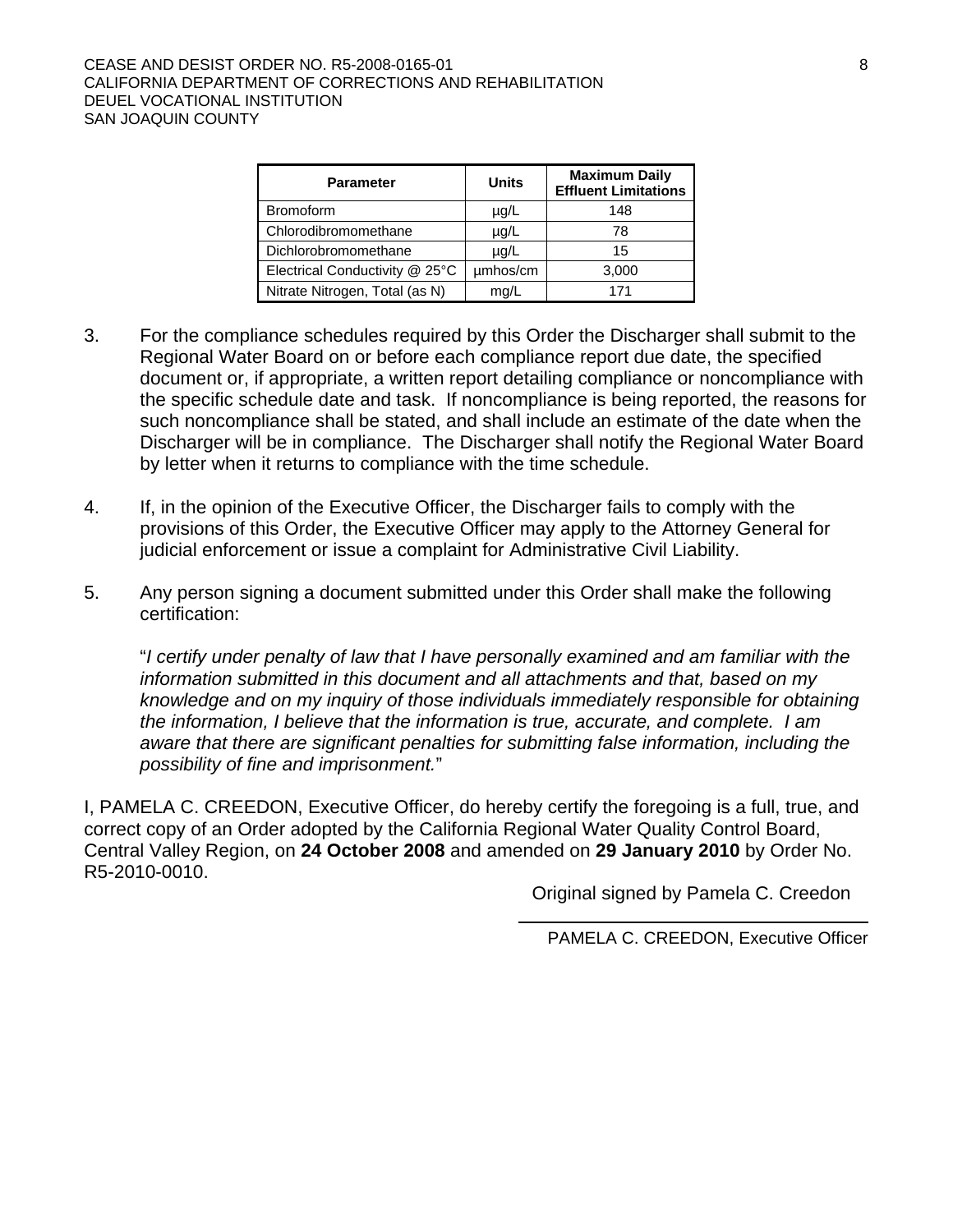| Parameter | Units | Maximum Daily Effluent Limitations |
|---|---|---|
| Bromoform | µg/L | 148 |
| Chlorodibromomethane | µg/L | 78 |
| Dichlorobromomethane | µg/L | 15 |
| Electrical Conductivity @ 25°C | µmhos/cm | 3,000 |
| Nitrate Nitrogen, Total (as N) | mg/L | 171 |

3. For the compliance schedules required by this Order the Discharger shall submit to the Regional Water Board on or before each compliance report due date, the specified document or, if appropriate, a written report detailing compliance or noncompliance with the specific schedule date and task. If noncompliance is being reported, the reasons for such noncompliance shall be stated, and shall include an estimate of the date when the Discharger will be in compliance. The Discharger shall notify the Regional Water Board by letter when it returns to compliance with the time schedule.

4. If, in the opinion of the Executive Officer, the Discharger fails to comply with the provisions of this Order, the Executive Officer may apply to the Attorney General for judicial enforcement or issue a complaint for Administrative Civil Liability.

5. Any person signing a document submitted under this Order shall make the following certification:

   "*I certify under penalty of law that I have personally examined and am familiar with the information submitted in this document and all attachments and that, based on my knowledge and on my inquiry of those individuals immediately responsible for obtaining the information, I believe that the information is true, accurate, and complete. I am aware that there are significant penalties for submitting false information, including the possibility of fine and imprisonment.*"

I, PAMELA C. CREEDON, Executive Officer, do hereby certify the foregoing is a full, true, and correct copy of an Order adopted by the California Regional Water Quality Control Board, Central Valley Region, on **24 October 2008** and amended on **29 January 2010** by Order No. R5-2010-0010.

Original signed by Pamela C. Creedon

PAMELA C. CREEDON, Executive Officer